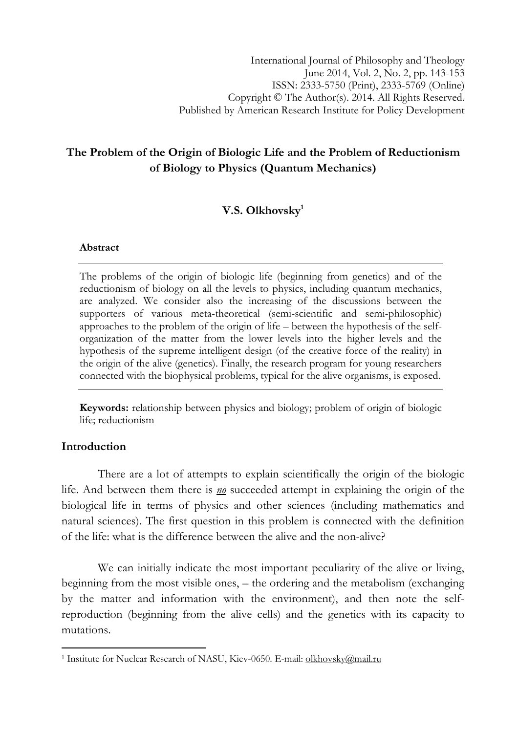International Journal of Philosophy and Theology
June 2014, Vol. 2, No. 2, pp. 143-153
ISSN: 2333-5750 (Print), 2333-5769 (Online)
Copyright © The Author(s). 2014. All Rights Reserved.
Published by American Research Institute for Policy Development

# The Problem of the Origin of Biologic Life and the Problem of Reductionism of Biology to Physics (Quantum Mechanics)

**V.S. Olkhovsky**[1]

### Abstract

The problems of the origin of biologic life (beginning from genetics) and of the reductionism of biology on all the levels to physics, including quantum mechanics, are analyzed. We consider also the increasing of the discussions between the supporters of various meta-theoretical (semi-scientific and semi-philosophic) approaches to the problem of the origin of life – between the hypothesis of the self-organization of the matter from the lower levels into the higher levels and the hypothesis of the supreme intelligent design (of the creative force of the reality) in the origin of the alive (genetics). Finally, the research program for young researchers connected with the biophysical problems, typical for the alive organisms, is exposed.

**Keywords:** relationship between physics and biology; problem of origin of biologic life; reductionism

## Introduction

There are a lot of attempts to explain scientifically the origin of the biologic life. And between them there is ***no*** succeeded attempt in explaining the origin of the biological life in terms of physics and other sciences (including mathematics and natural sciences). The first question in this problem is connected with the definition of the life: what is the difference between the alive and the non-alive?

We can initially indicate the most important peculiarity of the alive or living, beginning from the most visible ones, – the ordering and the metabolism (exchanging by the matter and information with the environment), and then note the self-reproduction (beginning from the alive cells) and the genetics with its capacity to mutations.

---

[1] Institute for Nuclear Research of NASU, Kiev-0650. E-mail: olkhovsky@mail.ru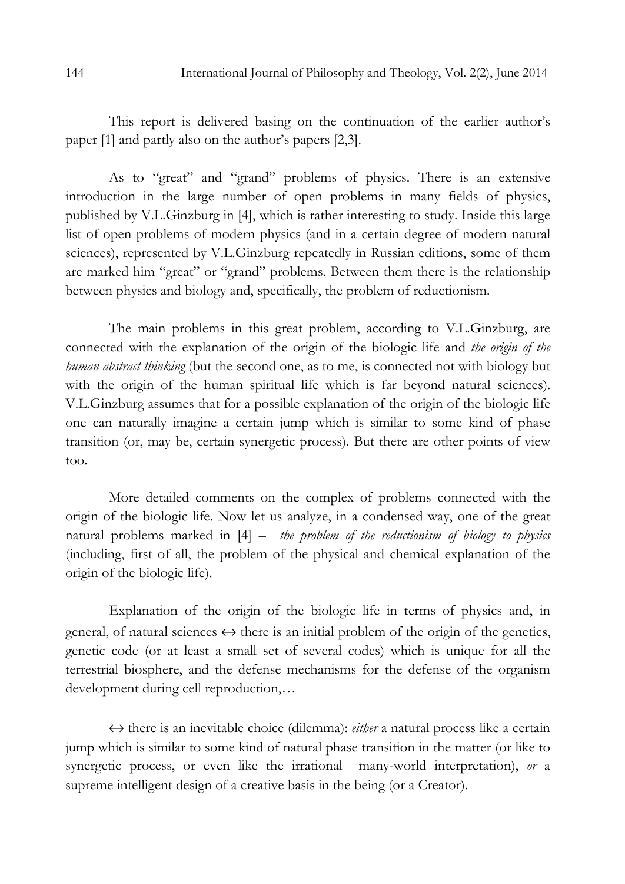This report is delivered basing on the continuation of the earlier author's paper [1] and partly also on the author's papers [2,3].

As to "great" and "grand" problems of physics. There is an extensive introduction in the large number of open problems in many fields of physics, published by V.L.Ginzburg in [4], which is rather interesting to study. Inside this large list of open problems of modern physics (and in a certain degree of modern natural sciences), represented by V.L.Ginzburg repeatedly in Russian editions, some of them are marked him "great" or "grand" problems. Between them there is the relationship between physics and biology and, specifically, the problem of reductionism.

The main problems in this great problem, according to V.L.Ginzburg, are connected with the explanation of the origin of the biologic life and *the origin of the human abstract thinking* (but the second one, as to me, is connected not with biology but with the origin of the human spiritual life which is far beyond natural sciences). V.L.Ginzburg assumes that for a possible explanation of the origin of the biologic life one can naturally imagine a certain jump which is similar to some kind of phase transition (or, may be, certain synergetic process). But there are other points of view too.

More detailed comments on the complex of problems connected with the origin of the biologic life. Now let us analyze, in a condensed way, one of the great natural problems marked in [4] – *the problem of the reductionism of biology to physics* (including, first of all, the problem of the physical and chemical explanation of the origin of the biologic life).

Explanation of the origin of the biologic life in terms of physics and, in general, of natural sciences ↔ there is an initial problem of the origin of the genetics, genetic code (or at least a small set of several codes) which is unique for all the terrestrial biosphere, and the defense mechanisms for the defense of the organism development during cell reproduction,…

↔ there is an inevitable choice (dilemma): *either* a natural process like a certain jump which is similar to some kind of natural phase transition in the matter (or like to synergetic process, or even like the irrational many-world interpretation), *or* a supreme intelligent design of a creative basis in the being (or a Creator).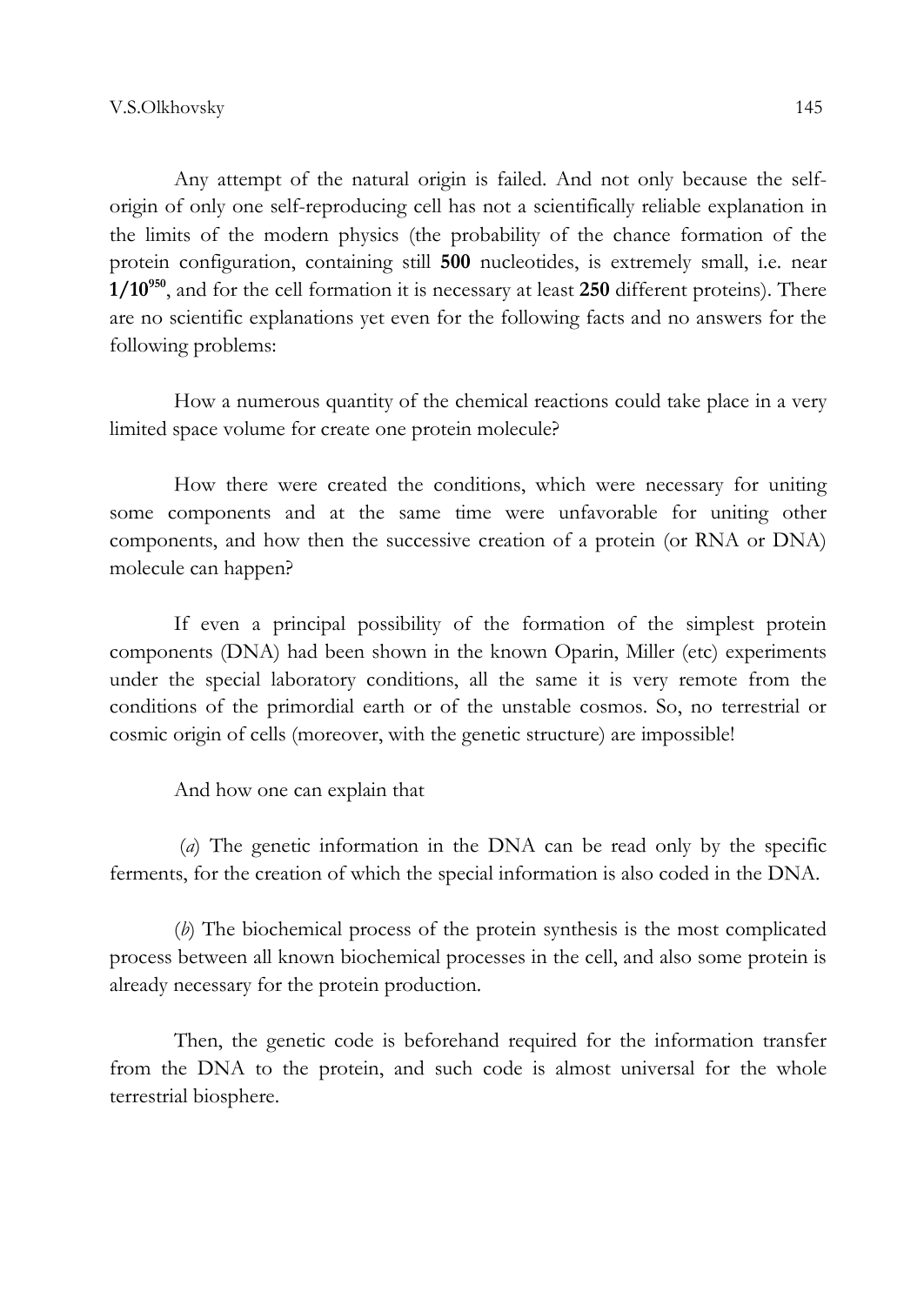Any attempt of the natural origin is failed. And not only because the self-origin of only one self-reproducing cell has not a scientifically reliable explanation in the limits of the modern physics (the probability of the chance formation of the protein configuration, containing still **500** nucleotides, is extremely small, i.e. near $\mathbf{1/10^{950}}$, and for the cell formation it is necessary at least **250** different proteins). There are no scientific explanations yet even for the following facts and no answers for the following problems:

How a numerous quantity of the chemical reactions could take place in a very limited space volume for create one protein molecule?

How there were created the conditions, which were necessary for uniting some components and at the same time were unfavorable for uniting other components, and how then the successive creation of a protein (or RNA or DNA) molecule can happen?

If even a principal possibility of the formation of the simplest protein components (DNA) had been shown in the known Oparin, Miller (etc) experiments under the special laboratory conditions, all the same it is very remote from the conditions of the primordial earth or of the unstable cosmos. So, no terrestrial or cosmic origin of cells (moreover, with the genetic structure) are impossible!

And how one can explain that

(*a*) The genetic information in the DNA can be read only by the specific ferments, for the creation of which the special information is also coded in the DNA.

(*b*) The biochemical process of the protein synthesis is the most complicated process between all known biochemical processes in the cell, and also some protein is already necessary for the protein production.

Then, the genetic code is beforehand required for the information transfer from the DNA to the protein, and such code is almost universal for the whole terrestrial biosphere.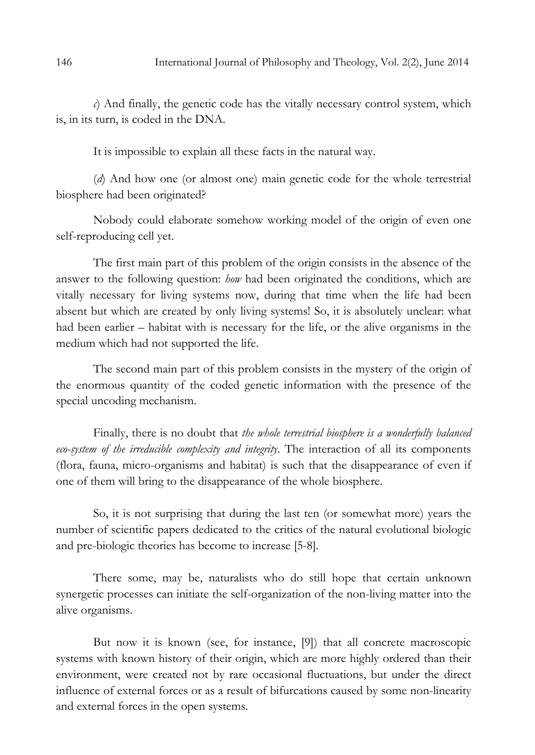*c*) And finally, the genetic code has the vitally necessary control system, which is, in its turn, is coded in the DNA.

It is impossible to explain all these facts in the natural way.

(*d*) And how one (or almost one) main genetic code for the whole terrestrial biosphere had been originated?

Nobody could elaborate somehow working model of the origin of even one self-reproducing cell yet.

The first main part of this problem of the origin consists in the absence of the answer to the following question: *how* had been originated the conditions, which are vitally necessary for living systems now, during that time when the life had been absent but which are created by only living systems! So, it is absolutely unclear: what had been earlier – habitat with is necessary for the life, or the alive organisms in the medium which had not supported the life.

The second main part of this problem consists in the mystery of the origin of the enormous quantity of the coded genetic information with the presence of the special uncoding mechanism.

Finally, there is no doubt that *the whole terrestrial biosphere is a wonderfully balanced eco-system of the irreducible complexity and integrity*. The interaction of all its components (flora, fauna, micro-organisms and habitat) is such that the disappearance of even if one of them will bring to the disappearance of the whole biosphere.

So, it is not surprising that during the last ten (or somewhat more) years the number of scientific papers dedicated to the critics of the natural evolutional biologic and pre-biologic theories has become to increase [5-8].

There some, may be, naturalists who do still hope that certain unknown synergetic processes can initiate the self-organization of the non-living matter into the alive organisms.

But now it is known (see, for instance, [9]) that all concrete macroscopic systems with known history of their origin, which are more highly ordered than their environment, were created not by rare occasional fluctuations, but under the direct influence of external forces or as a result of bifurcations caused by some non-linearity and external forces in the open systems.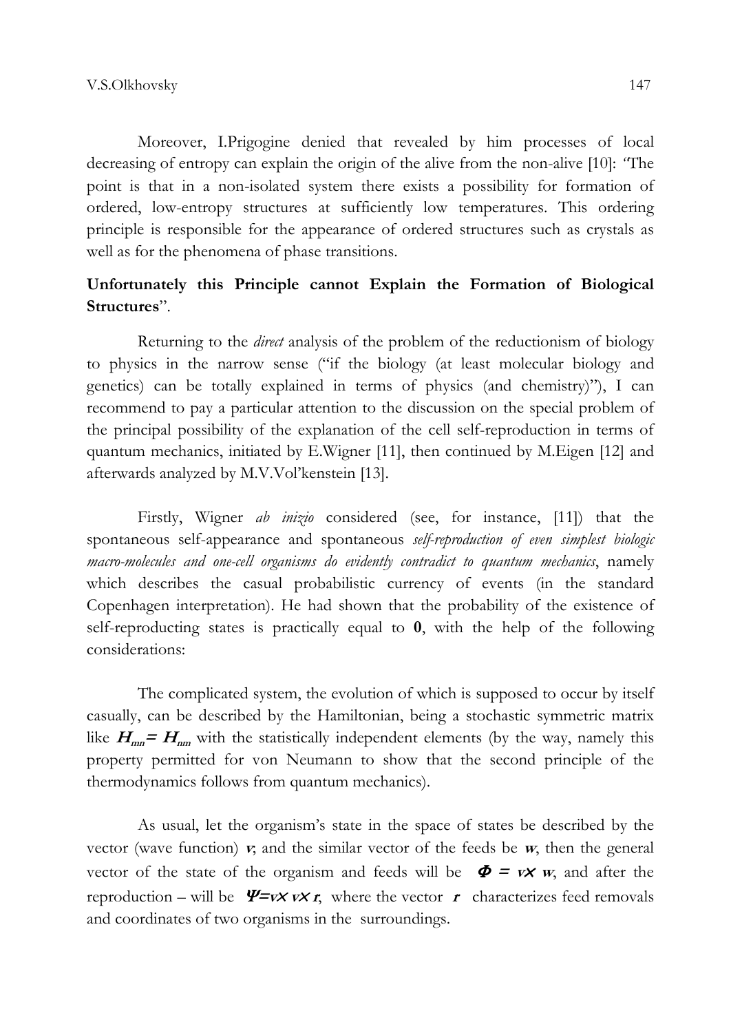Moreover, I.Prigogine denied that revealed by him processes of local decreasing of entropy can explain the origin of the alive from the non-alive [10]: "The point is that in a non-isolated system there exists a possibility for formation of ordered, low-entropy structures at sufficiently low temperatures. This ordering principle is responsible for the appearance of ordered structures such as crystals as well as for the phenomena of phase transitions.

**Unfortunately this Principle cannot Explain the Formation of Biological Structures**".

Returning to the *direct* analysis of the problem of the reductionism of biology to physics in the narrow sense ("if the biology (at least molecular biology and genetics) can be totally explained in terms of physics (and chemistry)"), I can recommend to pay a particular attention to the discussion on the special problem of the principal possibility of the explanation of the cell self-reproduction in terms of quantum mechanics, initiated by E.Wigner [11], then continued by M.Eigen [12] and afterwards analyzed by M.V.Vol'kenstein [13].

Firstly, Wigner *ab inizio* considered (see, for instance, [11]) that the spontaneous self-appearance and spontaneous *self-reproduction of even simplest biologic macro-molecules and one-cell organisms do evidently contradict to quantum mechanics*, namely which describes the casual probabilistic currency of events (in the standard Copenhagen interpretation). He had shown that the probability of the existence of self-reproducting states is practically equal to **0**, with the help of the following considerations:

The complicated system, the evolution of which is supposed to occur by itself casually, can be described by the Hamiltonian, being a stochastic symmetric matrix like $\boldsymbol{H_{mn}} = \boldsymbol{H_{nm}}$ with the statistically independent elements (by the way, namely this property permitted for von Neumann to show that the second principle of the thermodynamics follows from quantum mechanics).

As usual, let the organism's state in the space of states be described by the vector (wave function) $\boldsymbol{v}$; and the similar vector of the feeds be $\boldsymbol{w}$, then the general vector of the state of the organism and feeds will be $\boldsymbol{\Phi} = \boldsymbol{v} \times \boldsymbol{w}$, and after the reproduction – will be $\boldsymbol{\Psi} = \boldsymbol{v} \times \boldsymbol{v} \times \boldsymbol{r}$, where the vector $\boldsymbol{r}$ characterizes feed removals and coordinates of two organisms in the surroundings.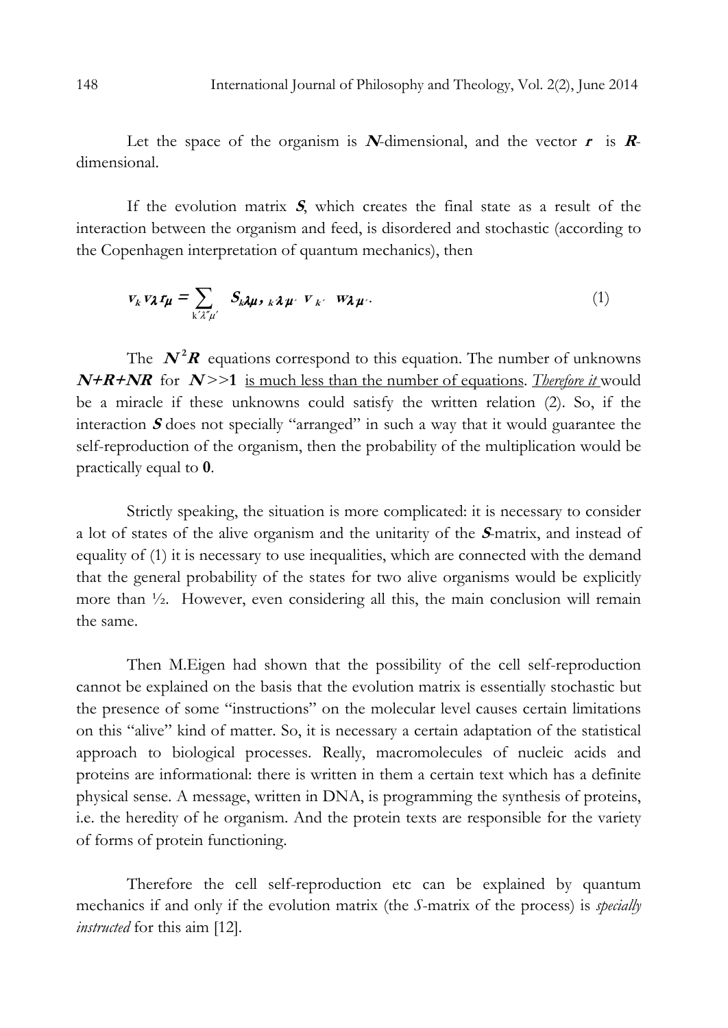Let the space of the organism is $\boldsymbol{N}$-dimensional, and the vector $\boldsymbol{r}$ is $\boldsymbol{R}$-dimensional.

If the evolution matrix $\boldsymbol{S}$, which creates the final state as a result of the interaction between the organism and feed, is disordered and stochastic (according to the Copenhagen interpretation of quantum mechanics), then

$$v_k v_\lambda r_\mu = \sum_{k'\lambda''\mu'} S_{k\lambda\mu,\, k'\lambda'\mu'}\, v_{k'}\, w_{\lambda'\mu'}. \qquad (1)$$

The $\boldsymbol{N}^2\boldsymbol{R}$ equations correspond to this equation. The number of unknowns $\boldsymbol{N+R+NR}$ for $\boldsymbol{N}>>\mathbf{1}$ <u>is much less than the number of equations</u>. <u>*Therefore it*</u> would be a miracle if these unknowns could satisfy the written relation (2). So, if the interaction $\boldsymbol{S}$ does not specially "arranged" in such a way that it would guarantee the self-reproduction of the organism, then the probability of the multiplication would be practically equal to $\mathbf{0}$.

Strictly speaking, the situation is more complicated: it is necessary to consider a lot of states of the alive organism and the unitarity of the $\boldsymbol{S}$-matrix, and instead of equality of (1) it is necessary to use inequalities, which are connected with the demand that the general probability of the states for two alive organisms would be explicitly more than ½. However, even considering all this, the main conclusion will remain the same.

Then M.Eigen had shown that the possibility of the cell self-reproduction cannot be explained on the basis that the evolution matrix is essentially stochastic but the presence of some "instructions" on the molecular level causes certain limitations on this "alive" kind of matter. So, it is necessary a certain adaptation of the statistical approach to biological processes. Really, macromolecules of nucleic acids and proteins are informational: there is written in them a certain text which has a definite physical sense. A message, written in DNA, is programming the synthesis of proteins, i.e. the heredity of he organism. And the protein texts are responsible for the variety of forms of protein functioning.

Therefore the cell self-reproduction etc can be explained by quantum mechanics if and only if the evolution matrix (the *S*-matrix of the process) is *specially instructed* for this aim [12].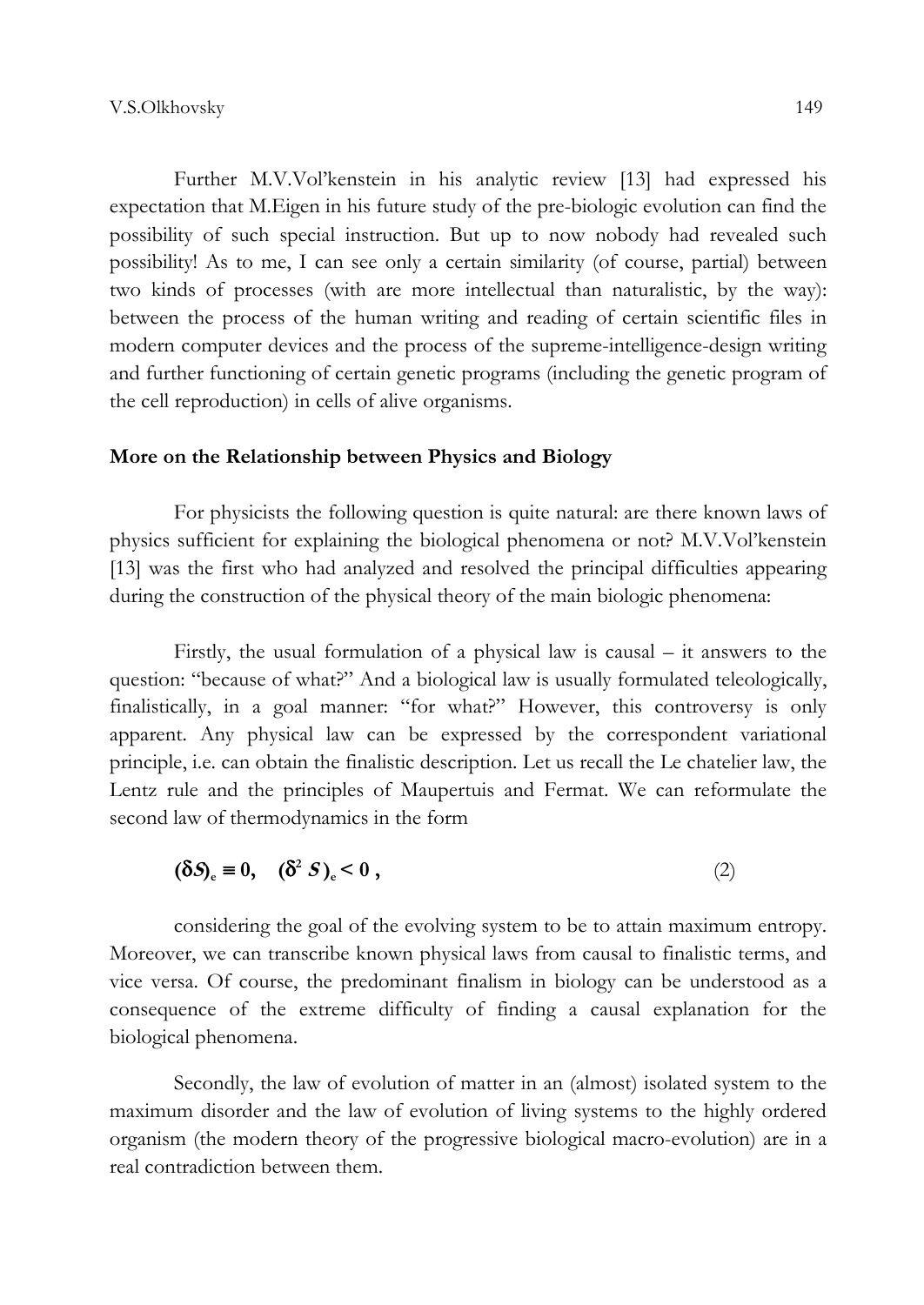Further M.V.Vol'kenstein in his analytic review [13] had expressed his expectation that M.Eigen in his future study of the pre-biologic evolution can find the possibility of such special instruction. But up to now nobody had revealed such possibility! As to me, I can see only a certain similarity (of course, partial) between two kinds of processes (with are more intellectual than naturalistic, by the way): between the process of the human writing and reading of certain scientific files in modern computer devices and the process of the supreme-intelligence-design writing and further functioning of certain genetic programs (including the genetic program of the cell reproduction) in cells of alive organisms.

**More on the Relationship between Physics and Biology**

For physicists the following question is quite natural: are there known laws of physics sufficient for explaining the biological phenomena or not? M.V.Vol'kenstein [13] was the first who had analyzed and resolved the principal difficulties appearing during the construction of the physical theory of the main biologic phenomena:

Firstly, the usual formulation of a physical law is causal – it answers to the question: "because of what?" And a biological law is usually formulated teleologically, finalistically, in a goal manner: "for what?" However, this controversy is only apparent. Any physical law can be expressed by the correspondent variational principle, i.e. can obtain the finalistic description. Let us recall the Le chatelier law, the Lentz rule and the principles of Maupertuis and Fermat. We can reformulate the second law of thermodynamics in the form

$$(\delta S)_e \equiv 0, \quad (\delta^2 S)_e < 0 \,, \tag{2}$$

considering the goal of the evolving system to be to attain maximum entropy. Moreover, we can transcribe known physical laws from causal to finalistic terms, and vice versa. Of course, the predominant finalism in biology can be understood as a consequence of the extreme difficulty of finding a causal explanation for the biological phenomena.

Secondly, the law of evolution of matter in an (almost) isolated system to the maximum disorder and the law of evolution of living systems to the highly ordered organism (the modern theory of the progressive biological macro-evolution) are in a real contradiction between them.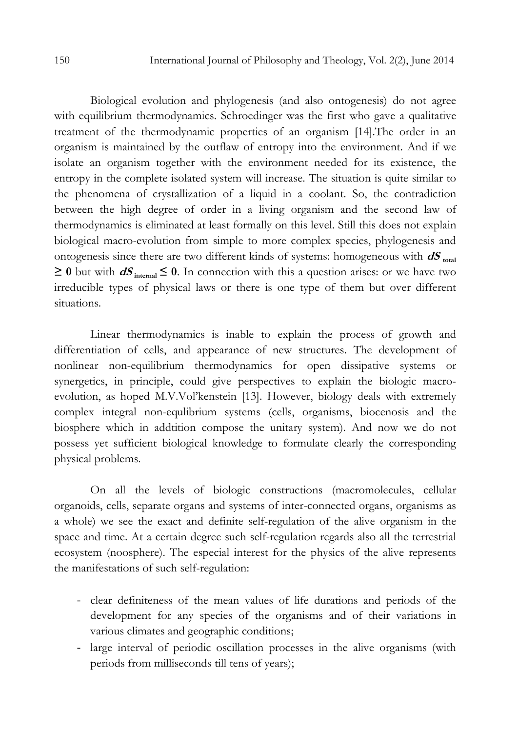Biological evolution and phylogenesis (and also ontogenesis) do not agree with equilibrium thermodynamics. Schroedinger was the first who gave a qualitative treatment of the thermodynamic properties of an organism [14].The order in an organism is maintained by the outflaw of entropy into the environment. And if we isolate an organism together with the environment needed for its existence, the entropy in the complete isolated system will increase. The situation is quite similar to the phenomena of crystallization of a liquid in a coolant. So, the contradiction between the high degree of order in a living organism and the second law of thermodynamics is eliminated at least formally on this level. Still this does not explain biological macro-evolution from simple to more complex species, phylogenesis and ontogenesis since there are two different kinds of systems: homogeneous with $dS_{total} \geq 0$ but with $dS_{internal} \leq 0$. In connection with this a question arises: or we have two irreducible types of physical laws or there is one type of them but over different situations.

Linear thermodynamics is inable to explain the process of growth and differentiation of cells, and appearance of new structures. The development of nonlinear non-equilibrium thermodynamics for open dissipative systems or synergetics, in principle, could give perspectives to explain the biologic macro-evolution, as hoped M.V.Vol'kenstein [13]. However, biology deals with extremely complex integral non-equlibrium systems (cells, organisms, biocenosis and the biosphere which in addtition compose the unitary system). And now we do not possess yet sufficient biological knowledge to formulate clearly the corresponding physical problems.

On all the levels of biologic constructions (macromolecules, cellular organoids, cells, separate organs and systems of inter-connected organs, organisms as a whole) we see the exact and definite self-regulation of the alive organism in the space and time. At a certain degree such self-regulation regards also all the terrestrial ecosystem (noosphere). The especial interest for the physics of the alive represents the manifestations of such self-regulation:

- clear definiteness of the mean values of life durations and periods of the development for any species of the organisms and of their variations in various climates and geographic conditions;
- large interval of periodic oscillation processes in the alive organisms (with periods from milliseconds till tens of years);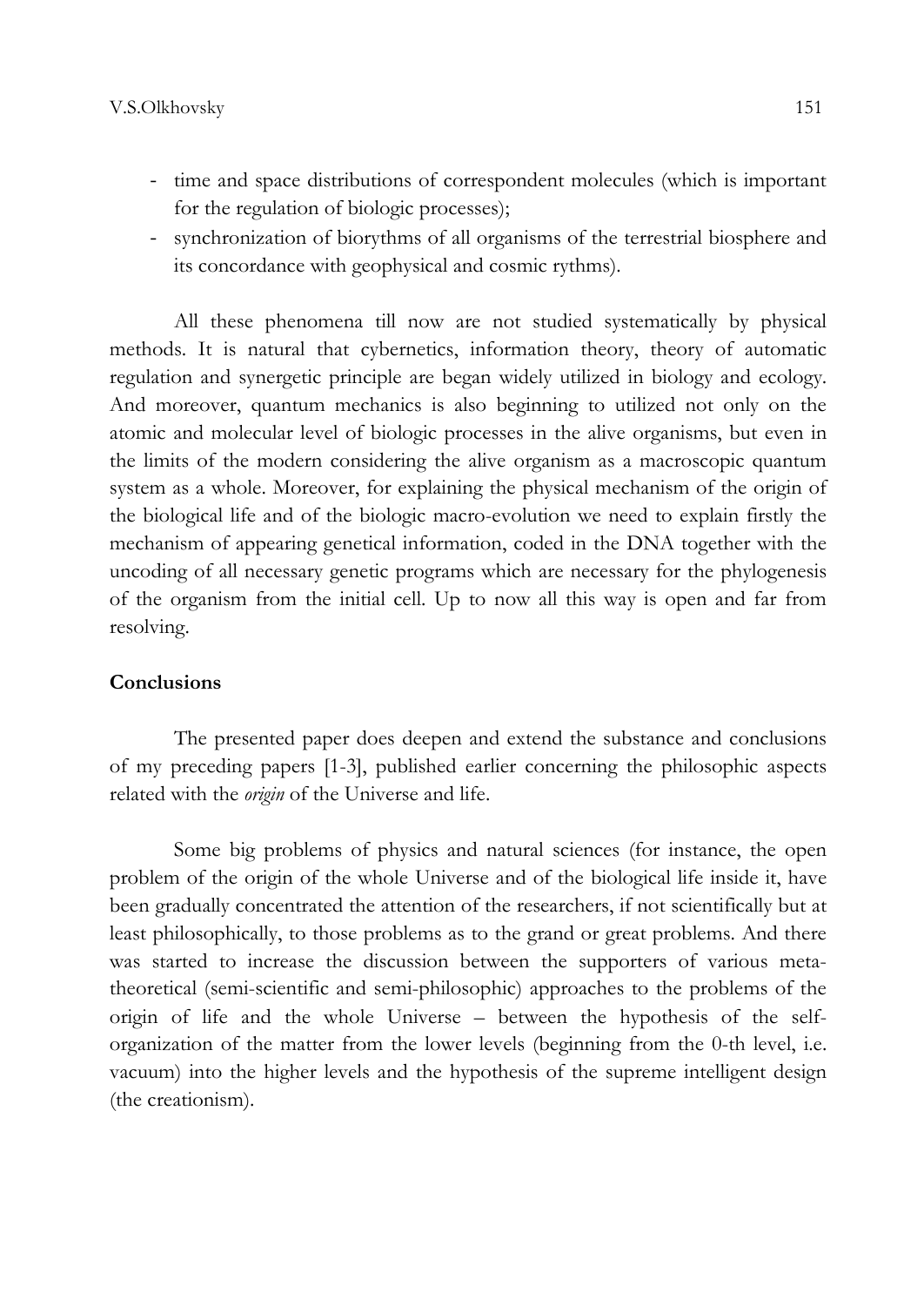- time and space distributions of correspondent molecules (which is important for the regulation of biologic processes);
- synchronization of biorythms of all organisms of the terrestrial biosphere and its concordance with geophysical and cosmic rythms).

All these phenomena till now are not studied systematically by physical methods. It is natural that cybernetics, information theory, theory of automatic regulation and synergetic principle are began widely utilized in biology and ecology. And moreover, quantum mechanics is also beginning to utilized not only on the atomic and molecular level of biologic processes in the alive organisms, but even in the limits of the modern considering the alive organism as a macroscopic quantum system as a whole. Moreover, for explaining the physical mechanism of the origin of the biological life and of the biologic macro-evolution we need to explain firstly the mechanism of appearing genetical information, coded in the DNA together with the uncoding of all necessary genetic programs which are necessary for the phylogenesis of the organism from the initial cell. Up to now all this way is open and far from resolving.

**Conclusions**

The presented paper does deepen and extend the substance and conclusions of my preceding papers [1-3], published earlier concerning the philosophic aspects related with the *origin* of the Universe and life.

Some big problems of physics and natural sciences (for instance, the open problem of the origin of the whole Universe and of the biological life inside it, have been gradually concentrated the attention of the researchers, if not scientifically but at least philosophically, to those problems as to the grand or great problems. And there was started to increase the discussion between the supporters of various meta-theoretical (semi-scientific and semi-philosophic) approaches to the problems of the origin of life and the whole Universe – between the hypothesis of the self-organization of the matter from the lower levels (beginning from the 0-th level, i.e. vacuum) into the higher levels and the hypothesis of the supreme intelligent design (the creationism).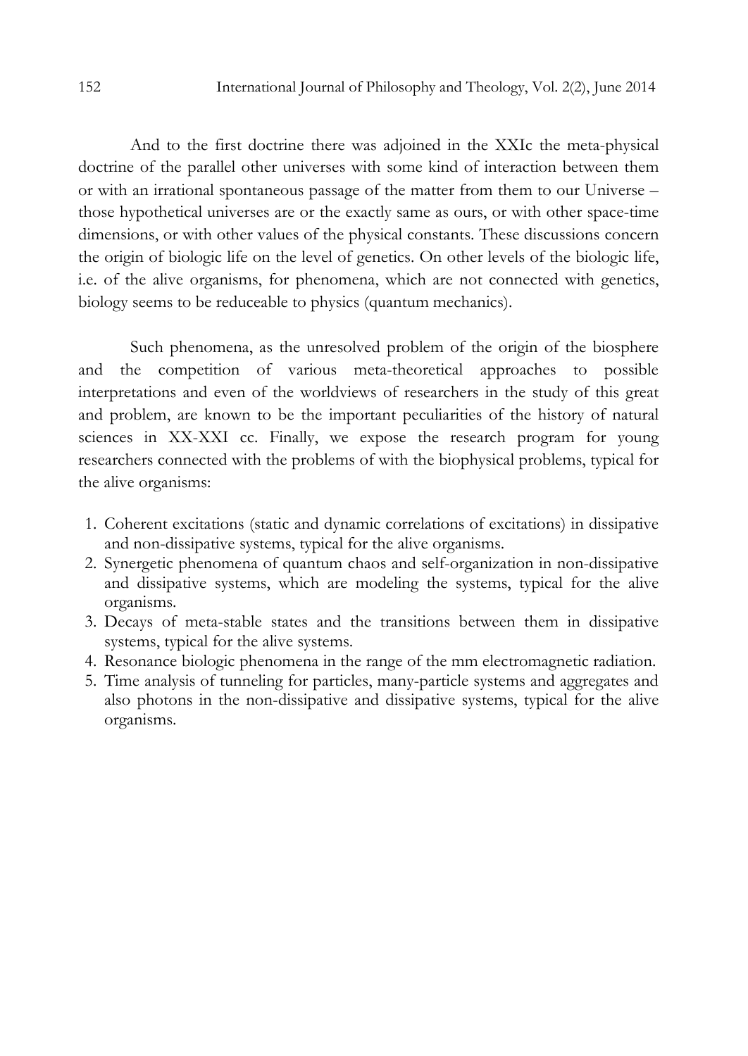And to the first doctrine there was adjoined in the XXIc the meta-physical doctrine of the parallel other universes with some kind of interaction between them or with an irrational spontaneous passage of the matter from them to our Universe – those hypothetical universes are or the exactly same as ours, or with other space-time dimensions, or with other values of the physical constants. These discussions concern the origin of biologic life on the level of genetics. On other levels of the biologic life, i.e. of the alive organisms, for phenomena, which are not connected with genetics, biology seems to be reduceable to physics (quantum mechanics).

Such phenomena, as the unresolved problem of the origin of the biosphere and the competition of various meta-theoretical approaches to possible interpretations and even of the worldviews of researchers in the study of this great and problem, are known to be the important peculiarities of the history of natural sciences in XX-XXI cc. Finally, we expose the research program for young researchers connected with the problems of with the biophysical problems, typical for the alive organisms:

1. Coherent excitations (static and dynamic correlations of excitations) in dissipative and non-dissipative systems, typical for the alive organisms.
2. Synergetic phenomena of quantum chaos and self-organization in non-dissipative and dissipative systems, which are modeling the systems, typical for the alive organisms.
3. Decays of meta-stable states and the transitions between them in dissipative systems, typical for the alive systems.
4. Resonance biologic phenomena in the range of the mm electromagnetic radiation.
5. Time analysis of tunneling for particles, many-particle systems and aggregates and also photons in the non-dissipative and dissipative systems, typical for the alive organisms.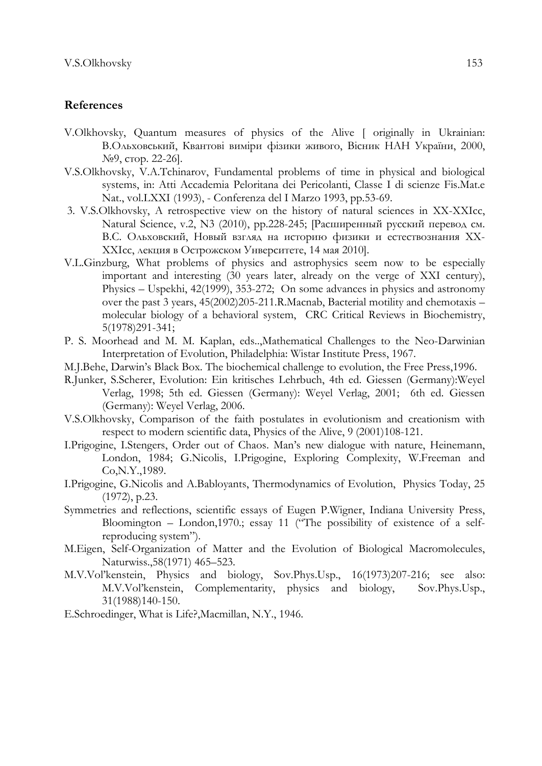## References

V.Olkhovsky, Quantum measures of physics of the Alive [ originally in Ukrainian: В.Ольховський, Квантові виміри фізики живого, Вісник НАН України, 2000, №9, стор. 22-26].

V.S.Olkhovsky, V.A.Tchinarov, Fundamental problems of time in physical and biological systems, in: Atti Accademia Peloritana dei Pericolanti, Classe I di scienze Fis.Mat.e Nat., vol.LXXI (1993), - Conferenza del I Marzo 1993, pp.53-69.

3. V.S.Olkhovsky, A retrospective view on the history of natural sciences in XX-XXIcc, Natural Science, v.2, N3 (2010), pp.228-245; [Расширенный русский перевод см. В.С. Ольховский, Новый взгляд на историю физики и естествознания XX-XXIcc, лекция в Острожском Унверситете, 14 мая 2010].

V.L.Ginzburg, What problems of physics and astrophysics seem now to be especially important and interesting (30 years later, already on the verge of XXI century), Physics – Uspekhi, 42(1999), 353-272; On some advances in physics and astronomy over the past 3 years, 45(2002)205-211.R.Macnab, Bacterial motility and chemotaxis – molecular biology of a behavioral system, CRC Critical Reviews in Biochemistry, 5(1978)291-341;

P. S. Moorhead and M. M. Kaplan, eds..,Mathematical Challenges to the Neo-Darwinian Interpretation of Evolution, Philadelphia: Wistar Institute Press, 1967.

M.J.Behe, Darwin's Black Box. The biochemical challenge to evolution, the Free Press,1996.

R.Junker, S.Scherer, Evolution: Ein kritisches Lehrbuch, 4th ed. Giessen (Germany):Weyel Verlag, 1998; 5th ed. Giessen (Germany): Weyel Verlag, 2001; 6th ed. Giessen (Germany): Weyel Verlag, 2006.

V.S.Olkhovsky, Comparison of the faith postulates in evolutionism and creationism with respect to modern scientific data, Physics of the Alive, 9 (2001)108-121.

I.Prigogine, I.Stengers, Order out of Chaos. Man's new dialogue with nature, Heinemann, London, 1984; G.Nicolis, I.Prigogine, Exploring Complexity, W.Freeman and Co,N.Y.,1989.

I.Prigogine, G.Nicolis and A.Babloyants, Thermodynamics of Evolution, Physics Today, 25 (1972), p.23.

Symmetries and reflections, scientific essays of Eugen P.Wigner, Indiana University Press, Bloomington – London,1970.; essay 11 ("The possibility of existence of a self-reproducing system").

M.Eigen, Self-Organization of Matter and the Evolution of Biological Macromolecules, Naturwiss.,58(1971) 465–523.

M.V.Vol'kenstein, Physics and biology, Sov.Phys.Usp., 16(1973)207-216; see also: M.V.Vol'kenstein, Complementarity, physics and biology, Sov.Phys.Usp., 31(1988)140-150.

E.Schroedinger, What is Life?,Macmillan, N.Y., 1946.